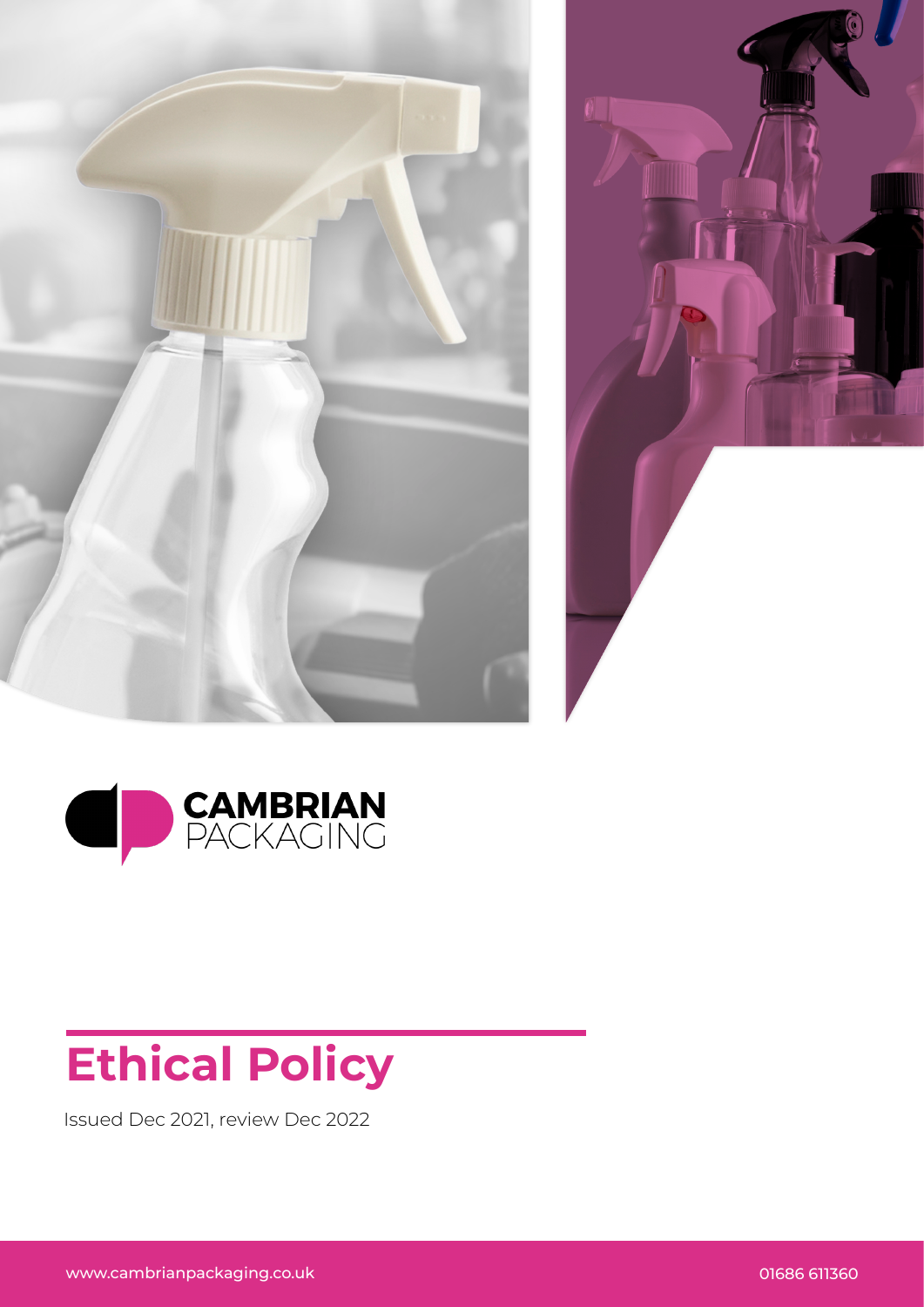CAMBRIAN PACKAGING

# Ethical Policy

Issued Dec 2021, review Dec 2022

www.cambrianpackaging.co.uk

01686 611360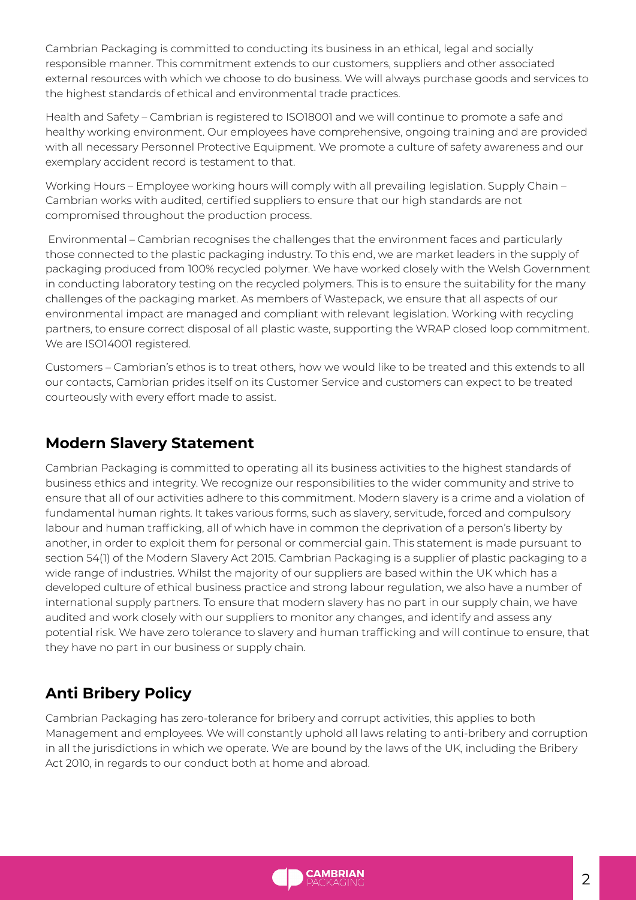Cambrian Packaging is committed to conducting its business in an ethical, legal and socially responsible manner. This commitment extends to our customers, suppliers and other associated external resources with which we choose to do business. We will always purchase goods and services to the highest standards of ethical and environmental trade practices.

Health and Safety – Cambrian is registered to ISO18001 and we will continue to promote a safe and healthy working environment. Our employees have comprehensive, ongoing training and are provided with all necessary Personnel Protective Equipment. We promote a culture of safety awareness and our exemplary accident record is testament to that.

Working Hours – Employee working hours will comply with all prevailing legislation. Supply Chain – Cambrian works with audited, certified suppliers to ensure that our high standards are not compromised throughout the production process.

Environmental – Cambrian recognises the challenges that the environment faces and particularly those connected to the plastic packaging industry. To this end, we are market leaders in the supply of packaging produced from 100% recycled polymer. We have worked closely with the Welsh Government in conducting laboratory testing on the recycled polymers. This is to ensure the suitability for the many challenges of the packaging market. As members of Wastepack, we ensure that all aspects of our environmental impact are managed and compliant with relevant legislation. Working with recycling partners, to ensure correct disposal of all plastic waste, supporting the WRAP closed loop commitment. We are ISO14001 registered.

Customers – Cambrian's ethos is to treat others, how we would like to be treated and this extends to all our contacts, Cambrian prides itself on its Customer Service and customers can expect to be treated courteously with every effort made to assist.

## Modern Slavery Statement

Cambrian Packaging is committed to operating all its business activities to the highest standards of business ethics and integrity. We recognize our responsibilities to the wider community and strive to ensure that all of our activities adhere to this commitment. Modern slavery is a crime and a violation of fundamental human rights. It takes various forms, such as slavery, servitude, forced and compulsory labour and human trafficking, all of which have in common the deprivation of a person's liberty by another, in order to exploit them for personal or commercial gain. This statement is made pursuant to section 54(1) of the Modern Slavery Act 2015. Cambrian Packaging is a supplier of plastic packaging to a wide range of industries. Whilst the majority of our suppliers are based within the UK which has a developed culture of ethical business practice and strong labour regulation, we also have a number of international supply partners. To ensure that modern slavery has no part in our supply chain, we have audited and work closely with our suppliers to monitor any changes, and identify and assess any potential risk. We have zero tolerance to slavery and human trafficking and will continue to ensure, that they have no part in our business or supply chain.

## Anti Bribery Policy

Cambrian Packaging has zero-tolerance for bribery and corrupt activities, this applies to both Management and employees. We will constantly uphold all laws relating to anti-bribery and corruption in all the jurisdictions in which we operate. We are bound by the laws of the UK, including the Bribery Act 2010, in regards to our conduct both at home and abroad.